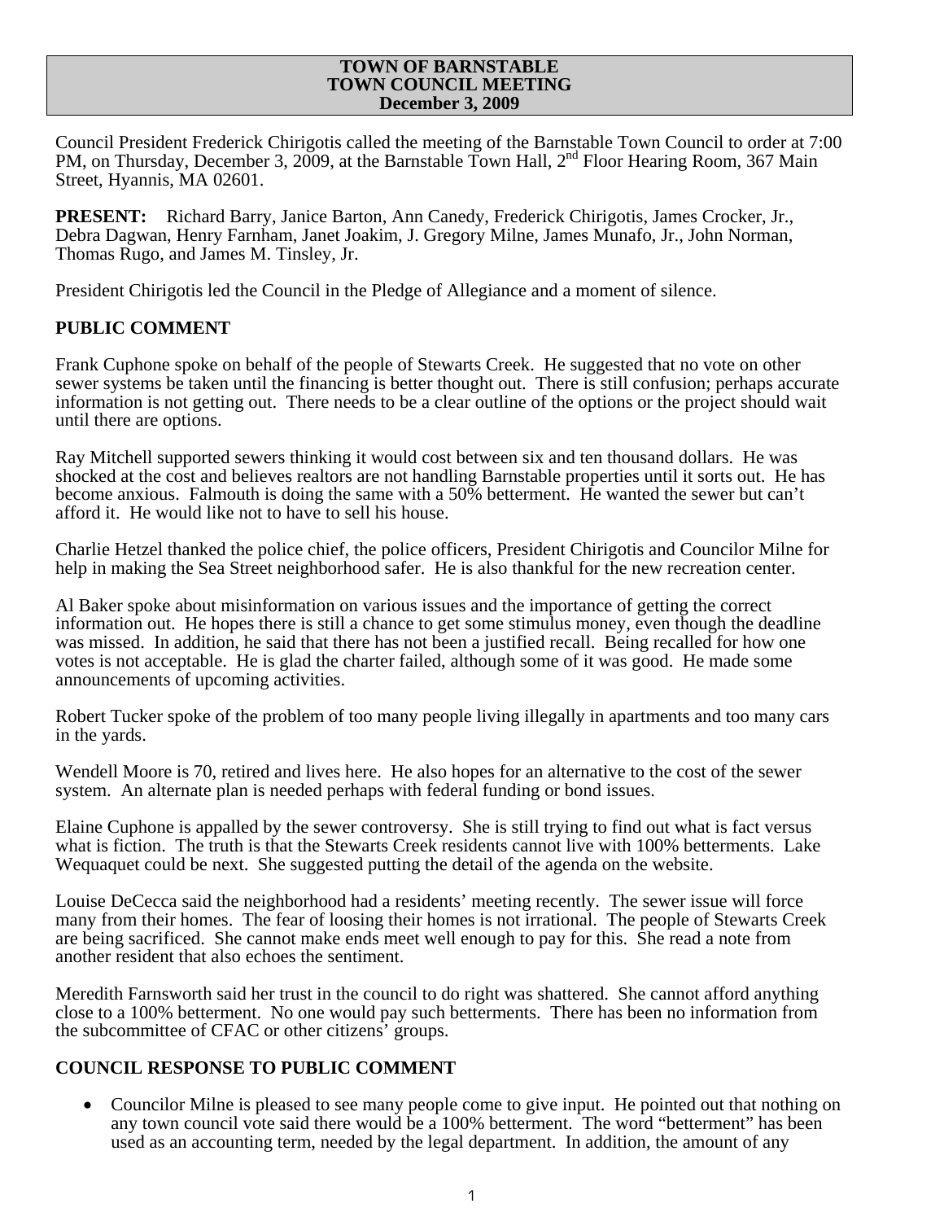# TOWN OF BARNSTABLE
# TOWN COUNCIL MEETING
# December 3, 2009

Council President Frederick Chirigotis called the meeting of the Barnstable Town Council to order at 7:00 PM, on Thursday, December 3, 2009, at the Barnstable Town Hall, 2nd Floor Hearing Room, 367 Main Street, Hyannis, MA 02601.

**PRESENT:** Richard Barry, Janice Barton, Ann Canedy, Frederick Chirigotis, James Crocker, Jr., Debra Dagwan, Henry Farnham, Janet Joakim, J. Gregory Milne, James Munafo, Jr., John Norman, Thomas Rugo, and James M. Tinsley, Jr.

President Chirigotis led the Council in the Pledge of Allegiance and a moment of silence.

## PUBLIC COMMENT

Frank Cuphone spoke on behalf of the people of Stewarts Creek. He suggested that no vote on other sewer systems be taken until the financing is better thought out. There is still confusion; perhaps accurate information is not getting out. There needs to be a clear outline of the options or the project should wait until there are options.

Ray Mitchell supported sewers thinking it would cost between six and ten thousand dollars. He was shocked at the cost and believes realtors are not handling Barnstable properties until it sorts out. He has become anxious. Falmouth is doing the same with a 50% betterment. He wanted the sewer but can't afford it. He would like not to have to sell his house.

Charlie Hetzel thanked the police chief, the police officers, President Chirigotis and Councilor Milne for help in making the Sea Street neighborhood safer. He is also thankful for the new recreation center.

Al Baker spoke about misinformation on various issues and the importance of getting the correct information out. He hopes there is still a chance to get some stimulus money, even though the deadline was missed. In addition, he said that there has not been a justified recall. Being recalled for how one votes is not acceptable. He is glad the charter failed, although some of it was good. He made some announcements of upcoming activities.

Robert Tucker spoke of the problem of too many people living illegally in apartments and too many cars in the yards.

Wendell Moore is 70, retired and lives here. He also hopes for an alternative to the cost of the sewer system. An alternate plan is needed perhaps with federal funding or bond issues.

Elaine Cuphone is appalled by the sewer controversy. She is still trying to find out what is fact versus what is fiction. The truth is that the Stewarts Creek residents cannot live with 100% betterments. Lake Wequaquet could be next. She suggested putting the detail of the agenda on the website.

Louise DeCecca said the neighborhood had a residents' meeting recently. The sewer issue will force many from their homes. The fear of loosing their homes is not irrational. The people of Stewarts Creek are being sacrificed. She cannot make ends meet well enough to pay for this. She read a note from another resident that also echoes the sentiment.

Meredith Farnsworth said her trust in the council to do right was shattered. She cannot afford anything close to a 100% betterment. No one would pay such betterments. There has been no information from the subcommittee of CFAC or other citizens' groups.

## COUNCIL RESPONSE TO PUBLIC COMMENT

- Councilor Milne is pleased to see many people come to give input. He pointed out that nothing on any town council vote said there would be a 100% betterment. The word "betterment" has been used as an accounting term, needed by the legal department. In addition, the amount of any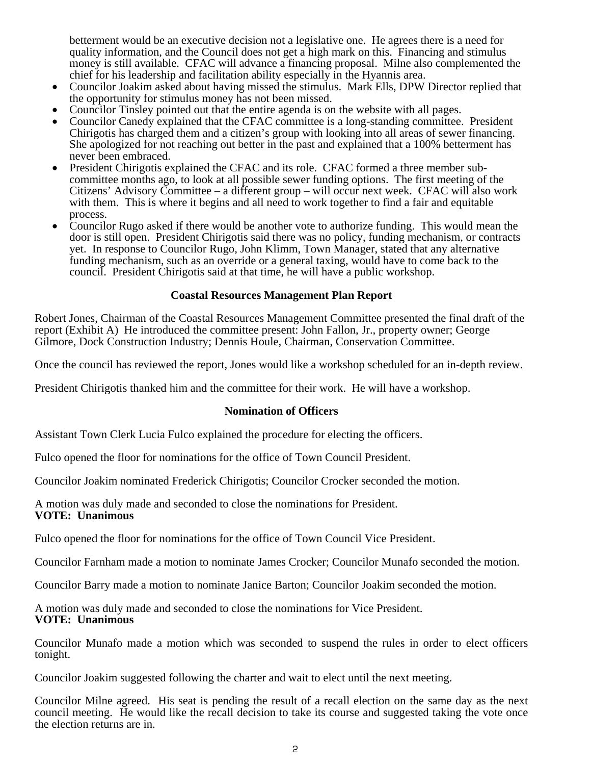betterment would be an executive decision not a legislative one. He agrees there is a need for quality information, and the Council does not get a high mark on this. Financing and stimulus money is still available. CFAC will advance a financing proposal. Milne also complemented the chief for his leadership and facilitation ability especially in the Hyannis area.

- Councilor Joakim asked about having missed the stimulus. Mark Ells, DPW Director replied that the opportunity for stimulus money has not been missed.
- Councilor Tinsley pointed out that the entire agenda is on the website with all pages.
- Councilor Canedy explained that the CFAC committee is a long-standing committee. President Chirigotis has charged them and a citizen's group with looking into all areas of sewer financing. She apologized for not reaching out better in the past and explained that a 100% betterment has never been embraced.
- President Chirigotis explained the CFAC and its role. CFAC formed a three member sub-committee months ago, to look at all possible sewer funding options. The first meeting of the Citizens' Advisory Committee – a different group – will occur next week. CFAC will also work with them. This is where it begins and all need to work together to find a fair and equitable process.
- Councilor Rugo asked if there would be another vote to authorize funding. This would mean the door is still open. President Chirigotis said there was no policy, funding mechanism, or contracts yet. In response to Councilor Rugo, John Klimm, Town Manager, stated that any alternative funding mechanism, such as an override or a general taxing, would have to come back to the council. President Chirigotis said at that time, he will have a public workshop.

**Coastal Resources Management Plan Report**

Robert Jones, Chairman of the Coastal Resources Management Committee presented the final draft of the report (Exhibit A) He introduced the committee present: John Fallon, Jr., property owner; George Gilmore, Dock Construction Industry; Dennis Houle, Chairman, Conservation Committee.

Once the council has reviewed the report, Jones would like a workshop scheduled for an in-depth review.

President Chirigotis thanked him and the committee for their work. He will have a workshop.

**Nomination of Officers**

Assistant Town Clerk Lucia Fulco explained the procedure for electing the officers.

Fulco opened the floor for nominations for the office of Town Council President.

Councilor Joakim nominated Frederick Chirigotis; Councilor Crocker seconded the motion.

A motion was duly made and seconded to close the nominations for President.
**VOTE: Unanimous**

Fulco opened the floor for nominations for the office of Town Council Vice President.

Councilor Farnham made a motion to nominate James Crocker; Councilor Munafo seconded the motion.

Councilor Barry made a motion to nominate Janice Barton; Councilor Joakim seconded the motion.

A motion was duly made and seconded to close the nominations for Vice President.
**VOTE: Unanimous**

Councilor Munafo made a motion which was seconded to suspend the rules in order to elect officers tonight.

Councilor Joakim suggested following the charter and wait to elect until the next meeting.

Councilor Milne agreed. His seat is pending the result of a recall election on the same day as the next council meeting. He would like the recall decision to take its course and suggested taking the vote once the election returns are in.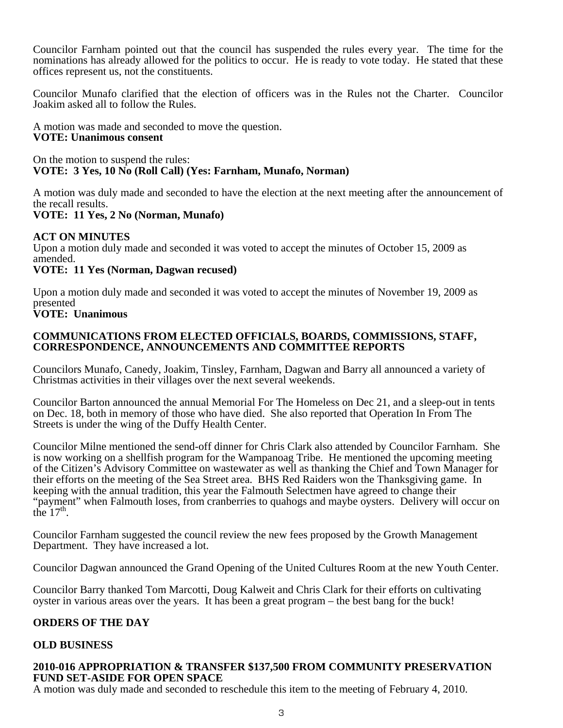Councilor Farnham pointed out that the council has suspended the rules every year. The time for the nominations has already allowed for the politics to occur. He is ready to vote today. He stated that these offices represent us, not the constituents.

Councilor Munafo clarified that the election of officers was in the Rules not the Charter. Councilor Joakim asked all to follow the Rules.

A motion was made and seconded to move the question.
**VOTE: Unanimous consent**

On the motion to suspend the rules:
**VOTE: 3 Yes, 10 No (Roll Call) (Yes: Farnham, Munafo, Norman)**

A motion was duly made and seconded to have the election at the next meeting after the announcement of the recall results.
**VOTE: 11 Yes, 2 No (Norman, Munafo)**

**ACT ON MINUTES**
Upon a motion duly made and seconded it was voted to accept the minutes of October 15, 2009 as amended.
**VOTE: 11 Yes (Norman, Dagwan recused)**

Upon a motion duly made and seconded it was voted to accept the minutes of November 19, 2009 as presented
**VOTE: Unanimous**

**COMMUNICATIONS FROM ELECTED OFFICIALS, BOARDS, COMMISSIONS, STAFF, CORRESPONDENCE, ANNOUNCEMENTS AND COMMITTEE REPORTS**

Councilors Munafo, Canedy, Joakim, Tinsley, Farnham, Dagwan and Barry all announced a variety of Christmas activities in their villages over the next several weekends.

Councilor Barton announced the annual Memorial For The Homeless on Dec 21, and a sleep-out in tents on Dec. 18, both in memory of those who have died. She also reported that Operation In From The Streets is under the wing of the Duffy Health Center.

Councilor Milne mentioned the send-off dinner for Chris Clark also attended by Councilor Farnham. She is now working on a shellfish program for the Wampanoag Tribe. He mentioned the upcoming meeting of the Citizen's Advisory Committee on wastewater as well as thanking the Chief and Town Manager for their efforts on the meeting of the Sea Street area. BHS Red Raiders won the Thanksgiving game. In keeping with the annual tradition, this year the Falmouth Selectmen have agreed to change their "payment" when Falmouth loses, from cranberries to quahogs and maybe oysters. Delivery will occur on the 17th.

Councilor Farnham suggested the council review the new fees proposed by the Growth Management Department. They have increased a lot.

Councilor Dagwan announced the Grand Opening of the United Cultures Room at the new Youth Center.

Councilor Barry thanked Tom Marcotti, Doug Kalweit and Chris Clark for their efforts on cultivating oyster in various areas over the years. It has been a great program – the best bang for the buck!

**ORDERS OF THE DAY**

**OLD BUSINESS**

**2010-016 APPROPRIATION & TRANSFER $137,500 FROM COMMUNITY PRESERVATION FUND SET-ASIDE FOR OPEN SPACE**
A motion was duly made and seconded to reschedule this item to the meeting of February 4, 2010.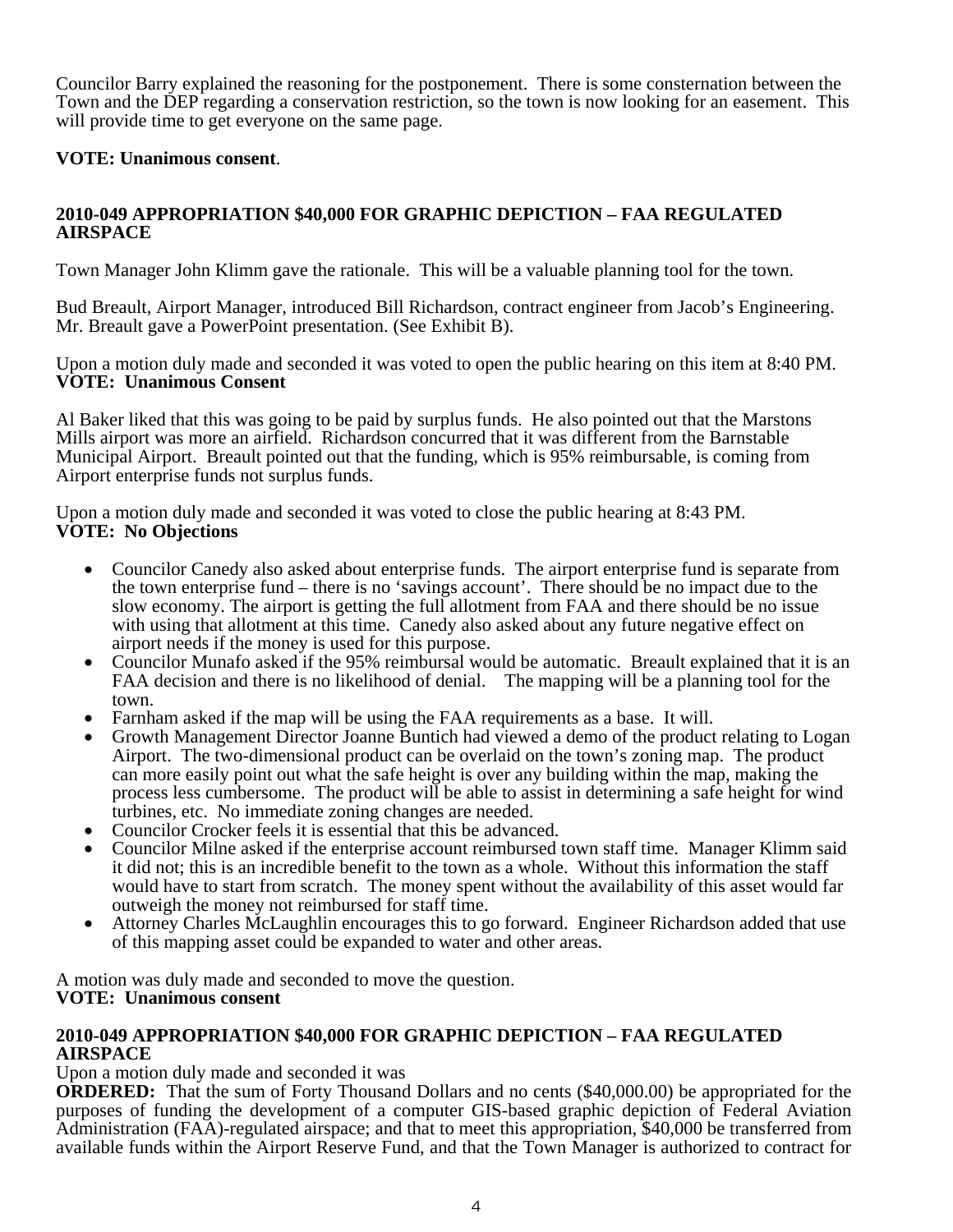Councilor Barry explained the reasoning for the postponement. There is some consternation between the Town and the DEP regarding a conservation restriction, so the town is now looking for an easement. This will provide time to get everyone on the same page.

**VOTE: Unanimous consent**.

**2010-049 APPROPRIATION $40,000 FOR GRAPHIC DEPICTION – FAA REGULATED AIRSPACE**

Town Manager John Klimm gave the rationale. This will be a valuable planning tool for the town.

Bud Breault, Airport Manager, introduced Bill Richardson, contract engineer from Jacob's Engineering. Mr. Breault gave a PowerPoint presentation. (See Exhibit B).

Upon a motion duly made and seconded it was voted to open the public hearing on this item at 8:40 PM.
**VOTE: Unanimous Consent**

Al Baker liked that this was going to be paid by surplus funds. He also pointed out that the Marstons Mills airport was more an airfield. Richardson concurred that it was different from the Barnstable Municipal Airport. Breault pointed out that the funding, which is 95% reimbursable, is coming from Airport enterprise funds not surplus funds.

Upon a motion duly made and seconded it was voted to close the public hearing at 8:43 PM.
**VOTE: No Objections**

- Councilor Canedy also asked about enterprise funds. The airport enterprise fund is separate from the town enterprise fund – there is no 'savings account'. There should be no impact due to the slow economy. The airport is getting the full allotment from FAA and there should be no issue with using that allotment at this time. Canedy also asked about any future negative effect on airport needs if the money is used for this purpose.
- Councilor Munafo asked if the 95% reimbursal would be automatic. Breault explained that it is an FAA decision and there is no likelihood of denial. The mapping will be a planning tool for the town.
- Farnham asked if the map will be using the FAA requirements as a base. It will.
- Growth Management Director Joanne Buntich had viewed a demo of the product relating to Logan Airport. The two-dimensional product can be overlaid on the town's zoning map. The product can more easily point out what the safe height is over any building within the map, making the process less cumbersome. The product will be able to assist in determining a safe height for wind turbines, etc. No immediate zoning changes are needed.
- Councilor Crocker feels it is essential that this be advanced.
- Councilor Milne asked if the enterprise account reimbursed town staff time. Manager Klimm said it did not; this is an incredible benefit to the town as a whole. Without this information the staff would have to start from scratch. The money spent without the availability of this asset would far outweigh the money not reimbursed for staff time.
- Attorney Charles McLaughlin encourages this to go forward. Engineer Richardson added that use of this mapping asset could be expanded to water and other areas.

A motion was duly made and seconded to move the question.
**VOTE: Unanimous consent**

**2010-049 APPROPRIATION $40,000 FOR GRAPHIC DEPICTION – FAA REGULATED AIRSPACE**

Upon a motion duly made and seconded it was

**ORDERED:** That the sum of Forty Thousand Dollars and no cents ($40,000.00) be appropriated for the purposes of funding the development of a computer GIS-based graphic depiction of Federal Aviation Administration (FAA)-regulated airspace; and that to meet this appropriation, $40,000 be transferred from available funds within the Airport Reserve Fund, and that the Town Manager is authorized to contract for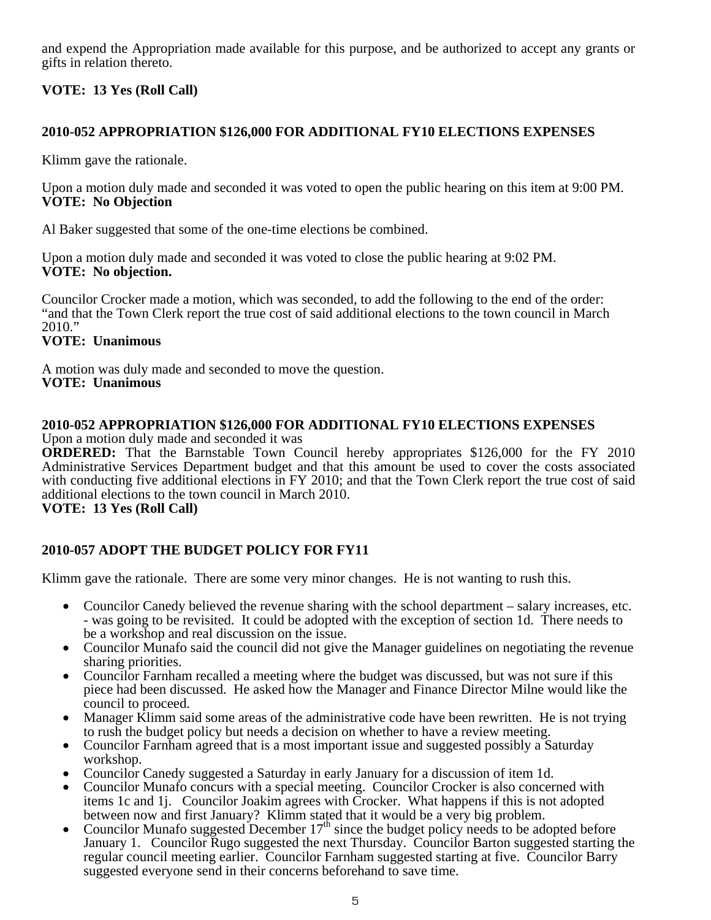and expend the Appropriation made available for this purpose, and be authorized to accept any grants or gifts in relation thereto.

**VOTE: 13 Yes (Roll Call)**

**2010-052 APPROPRIATION $126,000 FOR ADDITIONAL FY10 ELECTIONS EXPENSES**

Klimm gave the rationale.

Upon a motion duly made and seconded it was voted to open the public hearing on this item at 9:00 PM.
**VOTE: No Objection**

Al Baker suggested that some of the one-time elections be combined.

Upon a motion duly made and seconded it was voted to close the public hearing at 9:02 PM.
**VOTE: No objection.**

Councilor Crocker made a motion, which was seconded, to add the following to the end of the order: "and that the Town Clerk report the true cost of said additional elections to the town council in March 2010."
**VOTE: Unanimous**

A motion was duly made and seconded to move the question.
**VOTE: Unanimous**

**2010-052 APPROPRIATION $126,000 FOR ADDITIONAL FY10 ELECTIONS EXPENSES**
Upon a motion duly made and seconded it was
**ORDERED:** That the Barnstable Town Council hereby appropriates $126,000 for the FY 2010 Administrative Services Department budget and that this amount be used to cover the costs associated with conducting five additional elections in FY 2010; and that the Town Clerk report the true cost of said additional elections to the town council in March 2010.
**VOTE: 13 Yes (Roll Call)**

**2010-057 ADOPT THE BUDGET POLICY FOR FY11**

Klimm gave the rationale. There are some very minor changes. He is not wanting to rush this.

- Councilor Canedy believed the revenue sharing with the school department – salary increases, etc. - was going to be revisited. It could be adopted with the exception of section 1d. There needs to be a workshop and real discussion on the issue.
- Councilor Munafo said the council did not give the Manager guidelines on negotiating the revenue sharing priorities.
- Councilor Farnham recalled a meeting where the budget was discussed, but was not sure if this piece had been discussed. He asked how the Manager and Finance Director Milne would like the council to proceed.
- Manager Klimm said some areas of the administrative code have been rewritten. He is not trying to rush the budget policy but needs a decision on whether to have a review meeting.
- Councilor Farnham agreed that is a most important issue and suggested possibly a Saturday workshop.
- Councilor Canedy suggested a Saturday in early January for a discussion of item 1d.
- Councilor Munafo concurs with a special meeting. Councilor Crocker is also concerned with items 1c and 1j. Councilor Joakim agrees with Crocker. What happens if this is not adopted between now and first January? Klimm stated that it would be a very big problem.
- Councilor Munafo suggested December 17th since the budget policy needs to be adopted before January 1. Councilor Rugo suggested the next Thursday. Councilor Barton suggested starting the regular council meeting earlier. Councilor Farnham suggested starting at five. Councilor Barry suggested everyone send in their concerns beforehand to save time.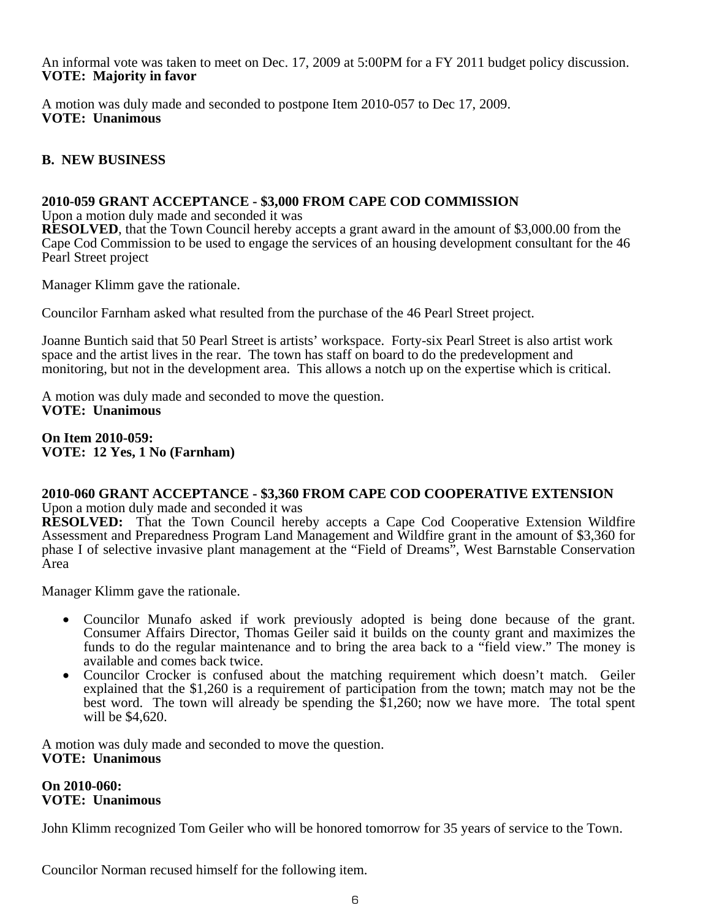An informal vote was taken to meet on Dec. 17, 2009 at 5:00PM for a FY 2011 budget policy discussion.
**VOTE: Majority in favor**

A motion was duly made and seconded to postpone Item 2010-057 to Dec 17, 2009.
**VOTE: Unanimous**

## B. NEW BUSINESS

### 2010-059 GRANT ACCEPTANCE - $3,000 FROM CAPE COD COMMISSION

Upon a motion duly made and seconded it was
**RESOLVED**, that the Town Council hereby accepts a grant award in the amount of $3,000.00 from the Cape Cod Commission to be used to engage the services of an housing development consultant for the 46 Pearl Street project

Manager Klimm gave the rationale.

Councilor Farnham asked what resulted from the purchase of the 46 Pearl Street project.

Joanne Buntich said that 50 Pearl Street is artists' workspace. Forty-six Pearl Street is also artist work space and the artist lives in the rear. The town has staff on board to do the predevelopment and monitoring, but not in the development area. This allows a notch up on the expertise which is critical.

A motion was duly made and seconded to move the question.
**VOTE: Unanimous**

**On Item 2010-059:**
**VOTE: 12 Yes, 1 No (Farnham)**

### 2010-060 GRANT ACCEPTANCE - $3,360 FROM CAPE COD COOPERATIVE EXTENSION

Upon a motion duly made and seconded it was
**RESOLVED:** That the Town Council hereby accepts a Cape Cod Cooperative Extension Wildfire Assessment and Preparedness Program Land Management and Wildfire grant in the amount of $3,360 for phase I of selective invasive plant management at the "Field of Dreams", West Barnstable Conservation Area

Manager Klimm gave the rationale.

- Councilor Munafo asked if work previously adopted is being done because of the grant. Consumer Affairs Director, Thomas Geiler said it builds on the county grant and maximizes the funds to do the regular maintenance and to bring the area back to a "field view." The money is available and comes back twice.
- Councilor Crocker is confused about the matching requirement which doesn't match. Geiler explained that the $1,260 is a requirement of participation from the town; match may not be the best word. The town will already be spending the $1,260; now we have more. The total spent will be $4,620.

A motion was duly made and seconded to move the question.
**VOTE: Unanimous**

**On 2010-060:**
**VOTE: Unanimous**

John Klimm recognized Tom Geiler who will be honored tomorrow for 35 years of service to the Town.

Councilor Norman recused himself for the following item.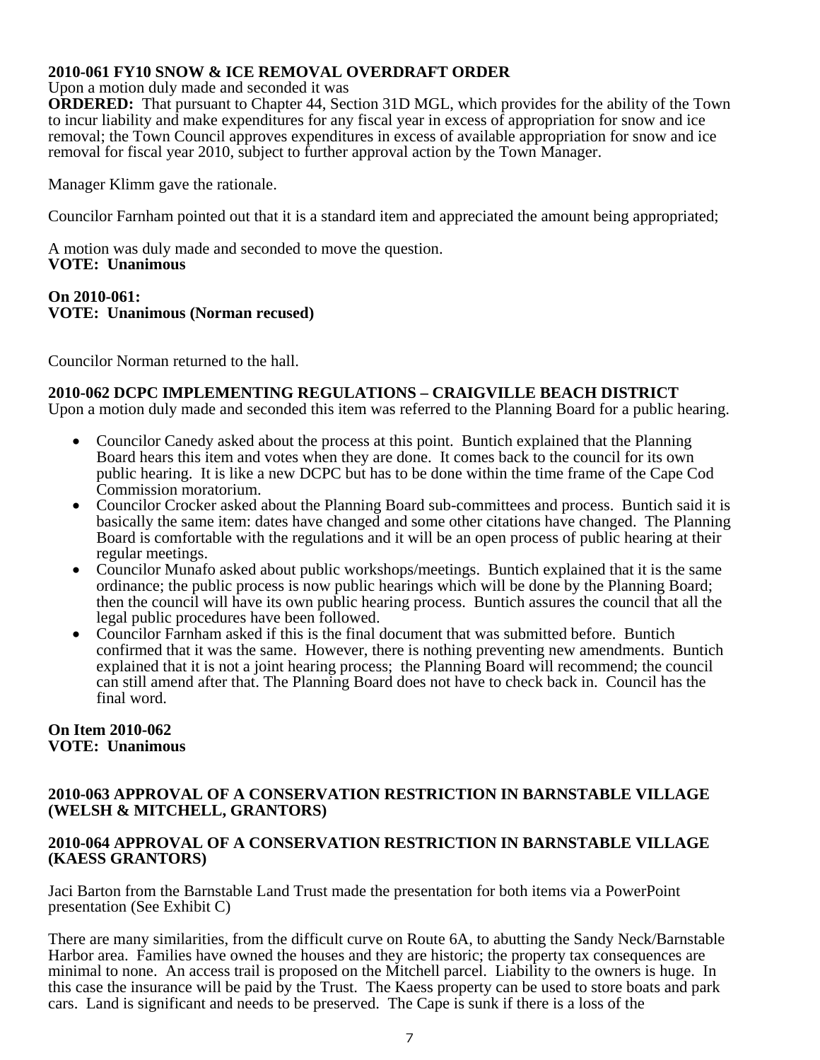**2010-061 FY10 SNOW & ICE REMOVAL OVERDRAFT ORDER**

Upon a motion duly made and seconded it was

**ORDERED:** That pursuant to Chapter 44, Section 31D MGL, which provides for the ability of the Town to incur liability and make expenditures for any fiscal year in excess of appropriation for snow and ice removal; the Town Council approves expenditures in excess of available appropriation for snow and ice removal for fiscal year 2010, subject to further approval action by the Town Manager.

Manager Klimm gave the rationale.

Councilor Farnham pointed out that it is a standard item and appreciated the amount being appropriated;

A motion was duly made and seconded to move the question.
**VOTE: Unanimous**

**On 2010-061:**
**VOTE: Unanimous (Norman recused)**

Councilor Norman returned to the hall.

**2010-062 DCPC IMPLEMENTING REGULATIONS – CRAIGVILLE BEACH DISTRICT**

Upon a motion duly made and seconded this item was referred to the Planning Board for a public hearing.

- Councilor Canedy asked about the process at this point. Buntich explained that the Planning Board hears this item and votes when they are done. It comes back to the council for its own public hearing. It is like a new DCPC but has to be done within the time frame of the Cape Cod Commission moratorium.
- Councilor Crocker asked about the Planning Board sub-committees and process. Buntich said it is basically the same item: dates have changed and some other citations have changed. The Planning Board is comfortable with the regulations and it will be an open process of public hearing at their regular meetings.
- Councilor Munafo asked about public workshops/meetings. Buntich explained that it is the same ordinance; the public process is now public hearings which will be done by the Planning Board; then the council will have its own public hearing process. Buntich assures the council that all the legal public procedures have been followed.
- Councilor Farnham asked if this is the final document that was submitted before. Buntich confirmed that it was the same. However, there is nothing preventing new amendments. Buntich explained that it is not a joint hearing process; the Planning Board will recommend; the council can still amend after that. The Planning Board does not have to check back in. Council has the final word.

**On Item 2010-062**
**VOTE: Unanimous**

**2010-063 APPROVAL OF A CONSERVATION RESTRICTION IN BARNSTABLE VILLAGE (WELSH & MITCHELL, GRANTORS)**

**2010-064 APPROVAL OF A CONSERVATION RESTRICTION IN BARNSTABLE VILLAGE (KAESS GRANTORS)**

Jaci Barton from the Barnstable Land Trust made the presentation for both items via a PowerPoint presentation (See Exhibit C)

There are many similarities, from the difficult curve on Route 6A, to abutting the Sandy Neck/Barnstable Harbor area. Families have owned the houses and they are historic; the property tax consequences are minimal to none. An access trail is proposed on the Mitchell parcel. Liability to the owners is huge. In this case the insurance will be paid by the Trust. The Kaess property can be used to store boats and park cars. Land is significant and needs to be preserved. The Cape is sunk if there is a loss of the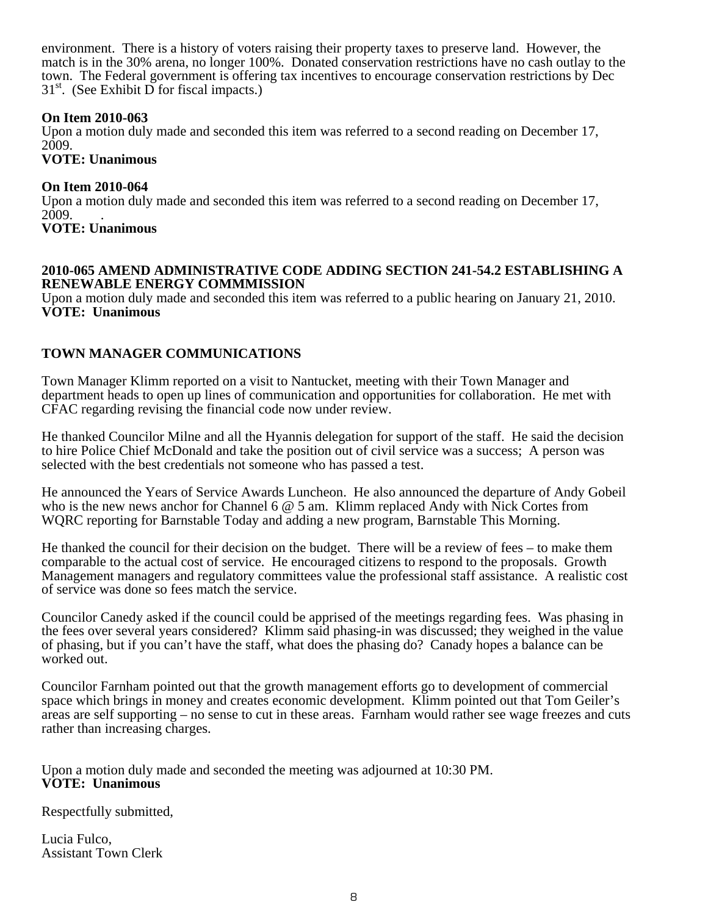environment. There is a history of voters raising their property taxes to preserve land. However, the match is in the 30% arena, no longer 100%. Donated conservation restrictions have no cash outlay to the town. The Federal government is offering tax incentives to encourage conservation restrictions by Dec 31st. (See Exhibit D for fiscal impacts.)

**On Item 2010-063**
Upon a motion duly made and seconded this item was referred to a second reading on December 17, 2009.
**VOTE: Unanimous**

**On Item 2010-064**
Upon a motion duly made and seconded this item was referred to a second reading on December 17, 2009.
**VOTE: Unanimous**

**2010-065 AMEND ADMINISTRATIVE CODE ADDING SECTION 241-54.2 ESTABLISHING A RENEWABLE ENERGY COMMMISSION**
Upon a motion duly made and seconded this item was referred to a public hearing on January 21, 2010.
**VOTE: Unanimous**

## TOWN MANAGER COMMUNICATIONS

Town Manager Klimm reported on a visit to Nantucket, meeting with their Town Manager and department heads to open up lines of communication and opportunities for collaboration. He met with CFAC regarding revising the financial code now under review.

He thanked Councilor Milne and all the Hyannis delegation for support of the staff. He said the decision to hire Police Chief McDonald and take the position out of civil service was a success; A person was selected with the best credentials not someone who has passed a test.

He announced the Years of Service Awards Luncheon. He also announced the departure of Andy Gobeil who is the new news anchor for Channel 6 @ 5 am. Klimm replaced Andy with Nick Cortes from WQRC reporting for Barnstable Today and adding a new program, Barnstable This Morning.

He thanked the council for their decision on the budget. There will be a review of fees – to make them comparable to the actual cost of service. He encouraged citizens to respond to the proposals. Growth Management managers and regulatory committees value the professional staff assistance. A realistic cost of service was done so fees match the service.

Councilor Canedy asked if the council could be apprised of the meetings regarding fees. Was phasing in the fees over several years considered? Klimm said phasing-in was discussed; they weighed in the value of phasing, but if you can't have the staff, what does the phasing do? Canady hopes a balance can be worked out.

Councilor Farnham pointed out that the growth management efforts go to development of commercial space which brings in money and creates economic development. Klimm pointed out that Tom Geiler's areas are self supporting – no sense to cut in these areas. Farnham would rather see wage freezes and cuts rather than increasing charges.

Upon a motion duly made and seconded the meeting was adjourned at 10:30 PM.
**VOTE: Unanimous**

Respectfully submitted,

Lucia Fulco,
Assistant Town Clerk